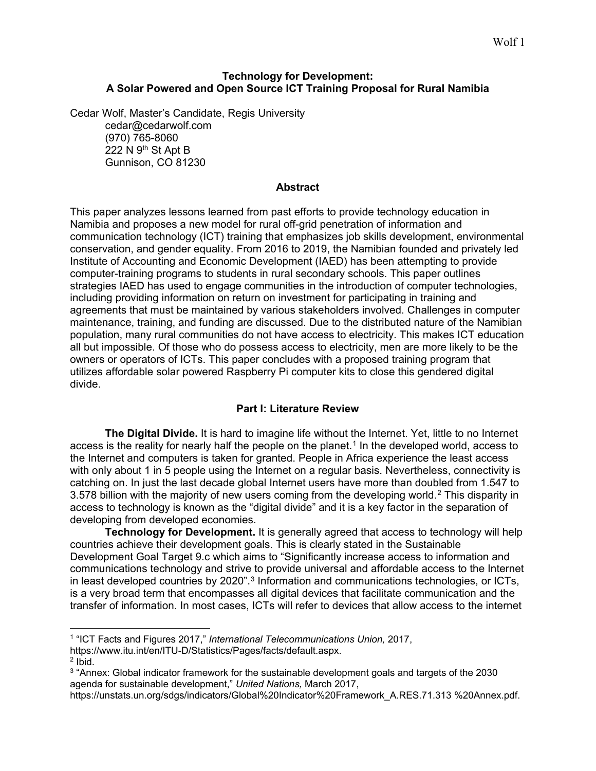# Technology for Development:
# A Solar Powered and Open Source ICT Training Proposal for Rural Namibia

Cedar Wolf, Master's Candidate, Regis University
cedar@cedarwolf.com
(970) 765-8060
222 N 9th St Apt B
Gunnison, CO 81230

## Abstract

This paper analyzes lessons learned from past efforts to provide technology education in Namibia and proposes a new model for rural off-grid penetration of information and communication technology (ICT) training that emphasizes job skills development, environmental conservation, and gender equality. From 2016 to 2019, the Namibian founded and privately led Institute of Accounting and Economic Development (IAED) has been attempting to provide computer-training programs to students in rural secondary schools. This paper outlines strategies IAED has used to engage communities in the introduction of computer technologies, including providing information on return on investment for participating in training and agreements that must be maintained by various stakeholders involved. Challenges in computer maintenance, training, and funding are discussed. Due to the distributed nature of the Namibian population, many rural communities do not have access to electricity. This makes ICT education all but impossible. Of those who do possess access to electricity, men are more likely to be the owners or operators of ICTs. This paper concludes with a proposed training program that utilizes affordable solar powered Raspberry Pi computer kits to close this gendered digital divide.

## Part I: Literature Review

**The Digital Divide.** It is hard to imagine life without the Internet. Yet, little to no Internet access is the reality for nearly half the people on the planet.[1] In the developed world, access to the Internet and computers is taken for granted. People in Africa experience the least access with only about 1 in 5 people using the Internet on a regular basis. Nevertheless, connectivity is catching on. In just the last decade global Internet users have more than doubled from 1.547 to 3.578 billion with the majority of new users coming from the developing world.[2] This disparity in access to technology is known as the "digital divide" and it is a key factor in the separation of developing from developed economies.

**Technology for Development.** It is generally agreed that access to technology will help countries achieve their development goals. This is clearly stated in the Sustainable Development Goal Target 9.c which aims to "Significantly increase access to information and communications technology and strive to provide universal and affordable access to the Internet in least developed countries by 2020".[3] Information and communications technologies, or ICTs, is a very broad term that encompasses all digital devices that facilitate communication and the transfer of information. In most cases, ICTs will refer to devices that allow access to the internet

---

[1] "ICT Facts and Figures 2017," *International Telecommunications Union,* 2017, https://www.itu.int/en/ITU-D/Statistics/Pages/facts/default.aspx.

[2] Ibid.

[3] "Annex: Global indicator framework for the sustainable development goals and targets of the 2030 agenda for sustainable development," *United Nations,* March 2017, https://unstats.un.org/sdgs/indicators/Global%20Indicator%20Framework_A.RES.71.313 %20Annex.pdf.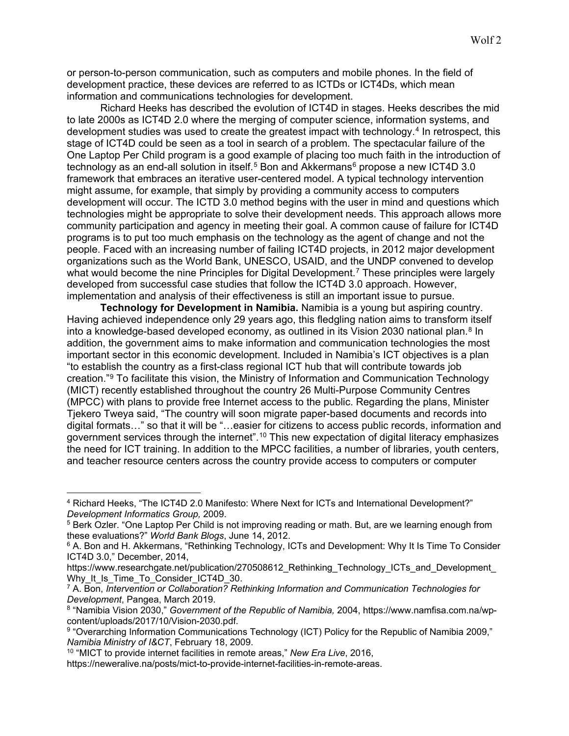or person-to-person communication, such as computers and mobile phones. In the field of development practice, these devices are referred to as ICTDs or ICT4Ds, which mean information and communications technologies for development.

Richard Heeks has described the evolution of ICT4D in stages. Heeks describes the mid to late 2000s as ICT4D 2.0 where the merging of computer science, information systems, and development studies was used to create the greatest impact with technology.[4] In retrospect, this stage of ICT4D could be seen as a tool in search of a problem. The spectacular failure of the One Laptop Per Child program is a good example of placing too much faith in the introduction of technology as an end-all solution in itself.[5] Bon and Akkermans[6] propose a new ICT4D 3.0 framework that embraces an iterative user-centered model. A typical technology intervention might assume, for example, that simply by providing a community access to computers development will occur. The ICTD 3.0 method begins with the user in mind and questions which technologies might be appropriate to solve their development needs. This approach allows more community participation and agency in meeting their goal. A common cause of failure for ICT4D programs is to put too much emphasis on the technology as the agent of change and not the people. Faced with an increasing number of failing ICT4D projects, in 2012 major development organizations such as the World Bank, UNESCO, USAID, and the UNDP convened to develop what would become the nine Principles for Digital Development.[7] These principles were largely developed from successful case studies that follow the ICT4D 3.0 approach. However, implementation and analysis of their effectiveness is still an important issue to pursue.

**Technology for Development in Namibia.** Namibia is a young but aspiring country. Having achieved independence only 29 years ago, this fledgling nation aims to transform itself into a knowledge-based developed economy, as outlined in its Vision 2030 national plan.[8] In addition, the government aims to make information and communication technologies the most important sector in this economic development. Included in Namibia's ICT objectives is a plan "to establish the country as a first-class regional ICT hub that will contribute towards job creation."[9] To facilitate this vision, the Ministry of Information and Communication Technology (MICT) recently established throughout the country 26 Multi-Purpose Community Centres (MPCC) with plans to provide free Internet access to the public. Regarding the plans, Minister Tjekero Tweya said, "The country will soon migrate paper-based documents and records into digital formats…" so that it will be "…easier for citizens to access public records, information and government services through the internet".[10] This new expectation of digital literacy emphasizes the need for ICT training. In addition to the MPCC facilities, a number of libraries, youth centers, and teacher resource centers across the country provide access to computers or computer

---

[4] Richard Heeks, "The ICT4D 2.0 Manifesto: Where Next for ICTs and International Development?" *Development Informatics Group,* 2009.

[5] Berk Ozler. "One Laptop Per Child is not improving reading or math. But, are we learning enough from these evaluations?" *World Bank Blogs*, June 14, 2012.

[6] A. Bon and H. Akkermans, "Rethinking Technology, ICTs and Development: Why It Is Time To Consider ICT4D 3.0," December, 2014, https://www.researchgate.net/publication/270508612_Rethinking_Technology_ICTs_and_Development_Why_It_Is_Time_To_Consider_ICT4D_30.

[7] A. Bon, *Intervention or Collaboration? Rethinking Information and Communication Technologies for Development*, Pangea, March 2019.

[8] "Namibia Vision 2030," *Government of the Republic of Namibia,* 2004, https://www.namfisa.com.na/wp-content/uploads/2017/10/Vision-2030.pdf.

[9] "Overarching Information Communications Technology (ICT) Policy for the Republic of Namibia 2009," *Namibia Ministry of I&CT*, February 18, 2009.

[10] "MICT to provide internet facilities in remote areas," *New Era Live*, 2016, https://neweralive.na/posts/mict-to-provide-internet-facilities-in-remote-areas.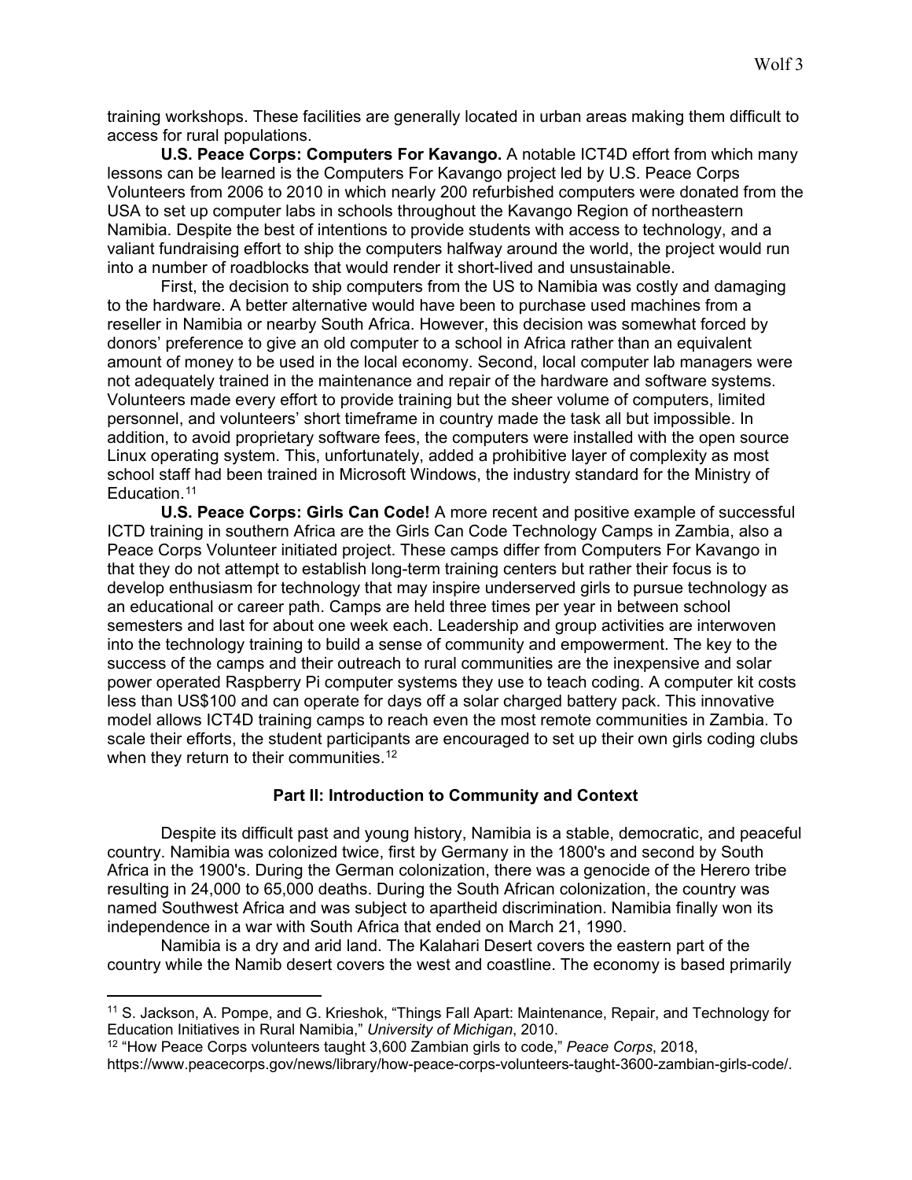training workshops. These facilities are generally located in urban areas making them difficult to access for rural populations.

**U.S. Peace Corps: Computers For Kavango.** A notable ICT4D effort from which many lessons can be learned is the Computers For Kavango project led by U.S. Peace Corps Volunteers from 2006 to 2010 in which nearly 200 refurbished computers were donated from the USA to set up computer labs in schools throughout the Kavango Region of northeastern Namibia. Despite the best of intentions to provide students with access to technology, and a valiant fundraising effort to ship the computers halfway around the world, the project would run into a number of roadblocks that would render it short-lived and unsustainable.

First, the decision to ship computers from the US to Namibia was costly and damaging to the hardware. A better alternative would have been to purchase used machines from a reseller in Namibia or nearby South Africa. However, this decision was somewhat forced by donors' preference to give an old computer to a school in Africa rather than an equivalent amount of money to be used in the local economy. Second, local computer lab managers were not adequately trained in the maintenance and repair of the hardware and software systems. Volunteers made every effort to provide training but the sheer volume of computers, limited personnel, and volunteers' short timeframe in country made the task all but impossible. In addition, to avoid proprietary software fees, the computers were installed with the open source Linux operating system. This, unfortunately, added a prohibitive layer of complexity as most school staff had been trained in Microsoft Windows, the industry standard for the Ministry of Education.[11]

**U.S. Peace Corps: Girls Can Code!** A more recent and positive example of successful ICTD training in southern Africa are the Girls Can Code Technology Camps in Zambia, also a Peace Corps Volunteer initiated project. These camps differ from Computers For Kavango in that they do not attempt to establish long-term training centers but rather their focus is to develop enthusiasm for technology that may inspire underserved girls to pursue technology as an educational or career path. Camps are held three times per year in between school semesters and last for about one week each. Leadership and group activities are interwoven into the technology training to build a sense of community and empowerment. The key to the success of the camps and their outreach to rural communities are the inexpensive and solar power operated Raspberry Pi computer systems they use to teach coding. A computer kit costs less than US$100 and can operate for days off a solar charged battery pack. This innovative model allows ICT4D training camps to reach even the most remote communities in Zambia. To scale their efforts, the student participants are encouraged to set up their own girls coding clubs when they return to their communities.[12]

## Part II: Introduction to Community and Context

Despite its difficult past and young history, Namibia is a stable, democratic, and peaceful country. Namibia was colonized twice, first by Germany in the 1800's and second by South Africa in the 1900's. During the German colonization, there was a genocide of the Herero tribe resulting in 24,000 to 65,000 deaths. During the South African colonization, the country was named Southwest Africa and was subject to apartheid discrimination. Namibia finally won its independence in a war with South Africa that ended on March 21, 1990.

Namibia is a dry and arid land. The Kalahari Desert covers the eastern part of the country while the Namib desert covers the west and coastline. The economy is based primarily

---

[11] S. Jackson, A. Pompe, and G. Krieshok, "Things Fall Apart: Maintenance, Repair, and Technology for Education Initiatives in Rural Namibia," *University of Michigan*, 2010.

[12] "How Peace Corps volunteers taught 3,600 Zambian girls to code," *Peace Corps*, 2018, https://www.peacecorps.gov/news/library/how-peace-corps-volunteers-taught-3600-zambian-girls-code/.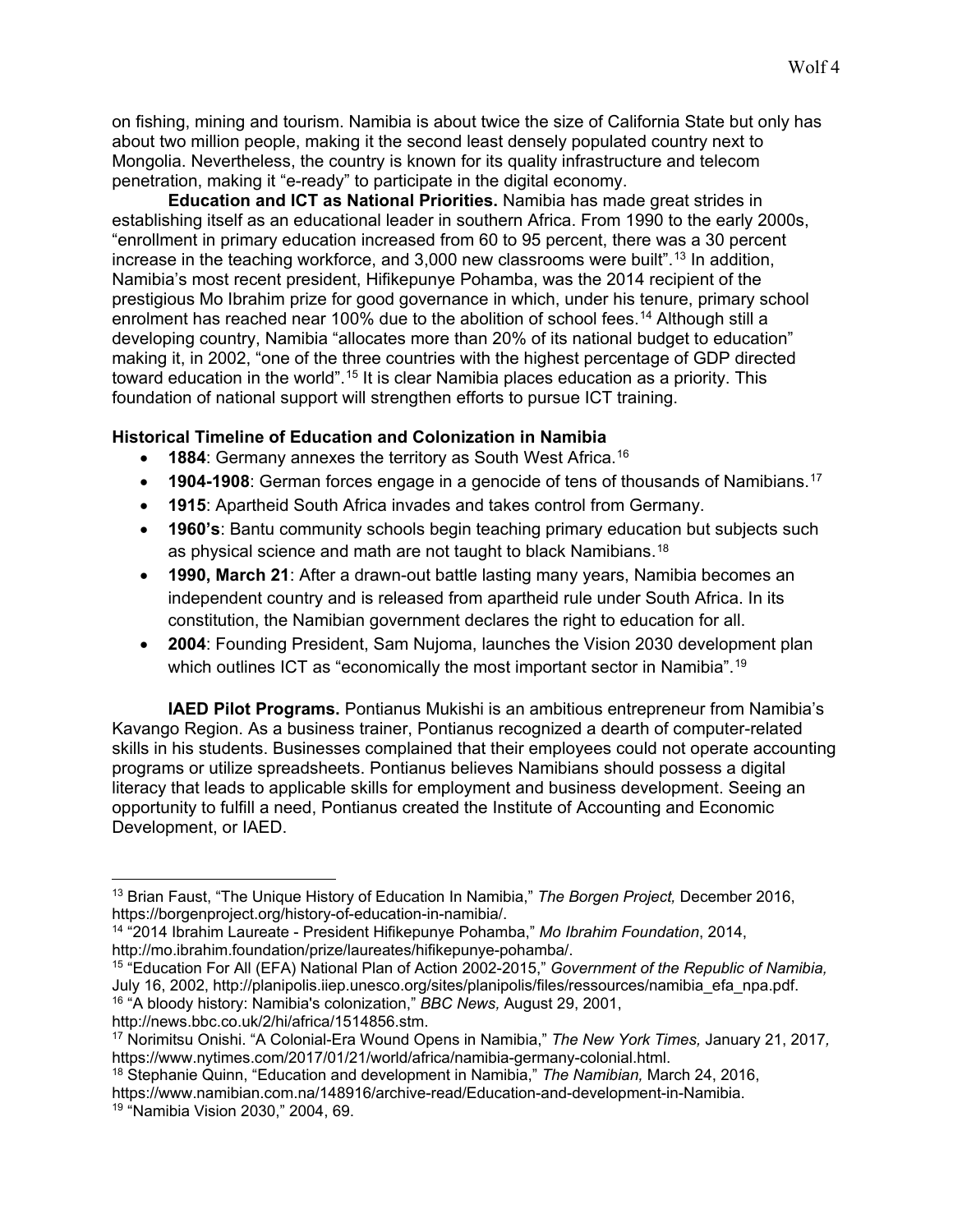on fishing, mining and tourism. Namibia is about twice the size of California State but only has about two million people, making it the second least densely populated country next to Mongolia. Nevertheless, the country is known for its quality infrastructure and telecom penetration, making it "e-ready" to participate in the digital economy.

**Education and ICT as National Priorities.** Namibia has made great strides in establishing itself as an educational leader in southern Africa. From 1990 to the early 2000s, "enrollment in primary education increased from 60 to 95 percent, there was a 30 percent increase in the teaching workforce, and 3,000 new classrooms were built".[13] In addition, Namibia's most recent president, Hifikepunye Pohamba, was the 2014 recipient of the prestigious Mo Ibrahim prize for good governance in which, under his tenure, primary school enrolment has reached near 100% due to the abolition of school fees.[14] Although still a developing country, Namibia "allocates more than 20% of its national budget to education" making it, in 2002, "one of the three countries with the highest percentage of GDP directed toward education in the world".[15] It is clear Namibia places education as a priority. This foundation of national support will strengthen efforts to pursue ICT training.

**Historical Timeline of Education and Colonization in Namibia**

- **1884**: Germany annexes the territory as South West Africa.[16]
- **1904-1908**: German forces engage in a genocide of tens of thousands of Namibians.[17]
- **1915**: Apartheid South Africa invades and takes control from Germany.
- **1960's**: Bantu community schools begin teaching primary education but subjects such as physical science and math are not taught to black Namibians.[18]
- **1990, March 21**: After a drawn-out battle lasting many years, Namibia becomes an independent country and is released from apartheid rule under South Africa. In its constitution, the Namibian government declares the right to education for all.
- **2004**: Founding President, Sam Nujoma, launches the Vision 2030 development plan which outlines ICT as "economically the most important sector in Namibia".[19]

**IAED Pilot Programs.** Pontianus Mukishi is an ambitious entrepreneur from Namibia's Kavango Region. As a business trainer, Pontianus recognized a dearth of computer-related skills in his students. Businesses complained that their employees could not operate accounting programs or utilize spreadsheets. Pontianus believes Namibians should possess a digital literacy that leads to applicable skills for employment and business development. Seeing an opportunity to fulfill a need, Pontianus created the Institute of Accounting and Economic Development, or IAED.

---

[13] Brian Faust, "The Unique History of Education In Namibia," *The Borgen Project,* December 2016, https://borgenproject.org/history-of-education-in-namibia/.

[14] "2014 Ibrahim Laureate - President Hifikepunye Pohamba," *Mo Ibrahim Foundation*, 2014, http://mo.ibrahim.foundation/prize/laureates/hifikepunye-pohamba/.

[15] "Education For All (EFA) National Plan of Action 2002-2015," *Government of the Republic of Namibia,* July 16, 2002, http://planipolis.iiep.unesco.org/sites/planipolis/files/ressources/namibia_efa_npa.pdf.

[16] "A bloody history: Namibia's colonization," *BBC News,* August 29, 2001, http://news.bbc.co.uk/2/hi/africa/1514856.stm.

[17] Norimitsu Onishi. "A Colonial-Era Wound Opens in Namibia," *The New York Times,* January 21, 2017*,* https://www.nytimes.com/2017/01/21/world/africa/namibia-germany-colonial.html.

[18] Stephanie Quinn, "Education and development in Namibia," *The Namibian,* March 24, 2016, https://www.namibian.com.na/148916/archive-read/Education-and-development-in-Namibia.

[19] "Namibia Vision 2030," 2004, 69.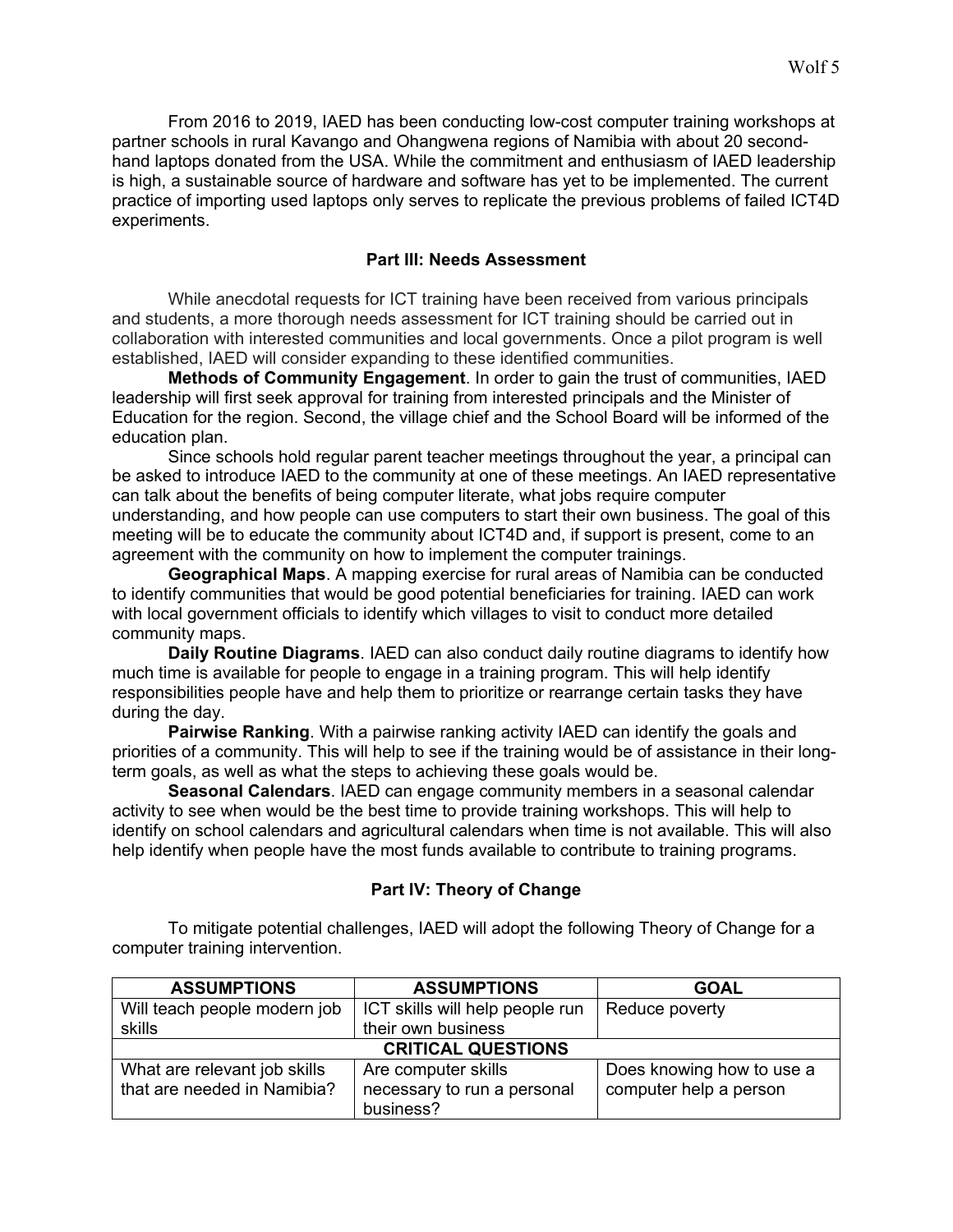From 2016 to 2019, IAED has been conducting low-cost computer training workshops at partner schools in rural Kavango and Ohangwena regions of Namibia with about 20 second-hand laptops donated from the USA. While the commitment and enthusiasm of IAED leadership is high, a sustainable source of hardware and software has yet to be implemented. The current practice of importing used laptops only serves to replicate the previous problems of failed ICT4D experiments.

## Part III: Needs Assessment

While anecdotal requests for ICT training have been received from various principals and students, a more thorough needs assessment for ICT training should be carried out in collaboration with interested communities and local governments. Once a pilot program is well established, IAED will consider expanding to these identified communities.

**Methods of Community Engagement**. In order to gain the trust of communities, IAED leadership will first seek approval for training from interested principals and the Minister of Education for the region. Second, the village chief and the School Board will be informed of the education plan.

Since schools hold regular parent teacher meetings throughout the year, a principal can be asked to introduce IAED to the community at one of these meetings. An IAED representative can talk about the benefits of being computer literate, what jobs require computer understanding, and how people can use computers to start their own business. The goal of this meeting will be to educate the community about ICT4D and, if support is present, come to an agreement with the community on how to implement the computer trainings.

**Geographical Maps**. A mapping exercise for rural areas of Namibia can be conducted to identify communities that would be good potential beneficiaries for training. IAED can work with local government officials to identify which villages to visit to conduct more detailed community maps.

**Daily Routine Diagrams**. IAED can also conduct daily routine diagrams to identify how much time is available for people to engage in a training program. This will help identify responsibilities people have and help them to prioritize or rearrange certain tasks they have during the day.

**Pairwise Ranking**. With a pairwise ranking activity IAED can identify the goals and priorities of a community. This will help to see if the training would be of assistance in their long-term goals, as well as what the steps to achieving these goals would be.

**Seasonal Calendars**. IAED can engage community members in a seasonal calendar activity to see when would be the best time to provide training workshops. This will help to identify on school calendars and agricultural calendars when time is not available. This will also help identify when people have the most funds available to contribute to training programs.

## Part IV: Theory of Change

To mitigate potential challenges, IAED will adopt the following Theory of Change for a computer training intervention.

| ASSUMPTIONS | ASSUMPTIONS | GOAL |
|---|---|---|
| Will teach people modern job skills | ICT skills will help people run their own business | Reduce poverty |
| **CRITICAL QUESTIONS** | | |
| What are relevant job skills that are needed in Namibia? | Are computer skills necessary to run a personal business? | Does knowing how to use a computer help a person |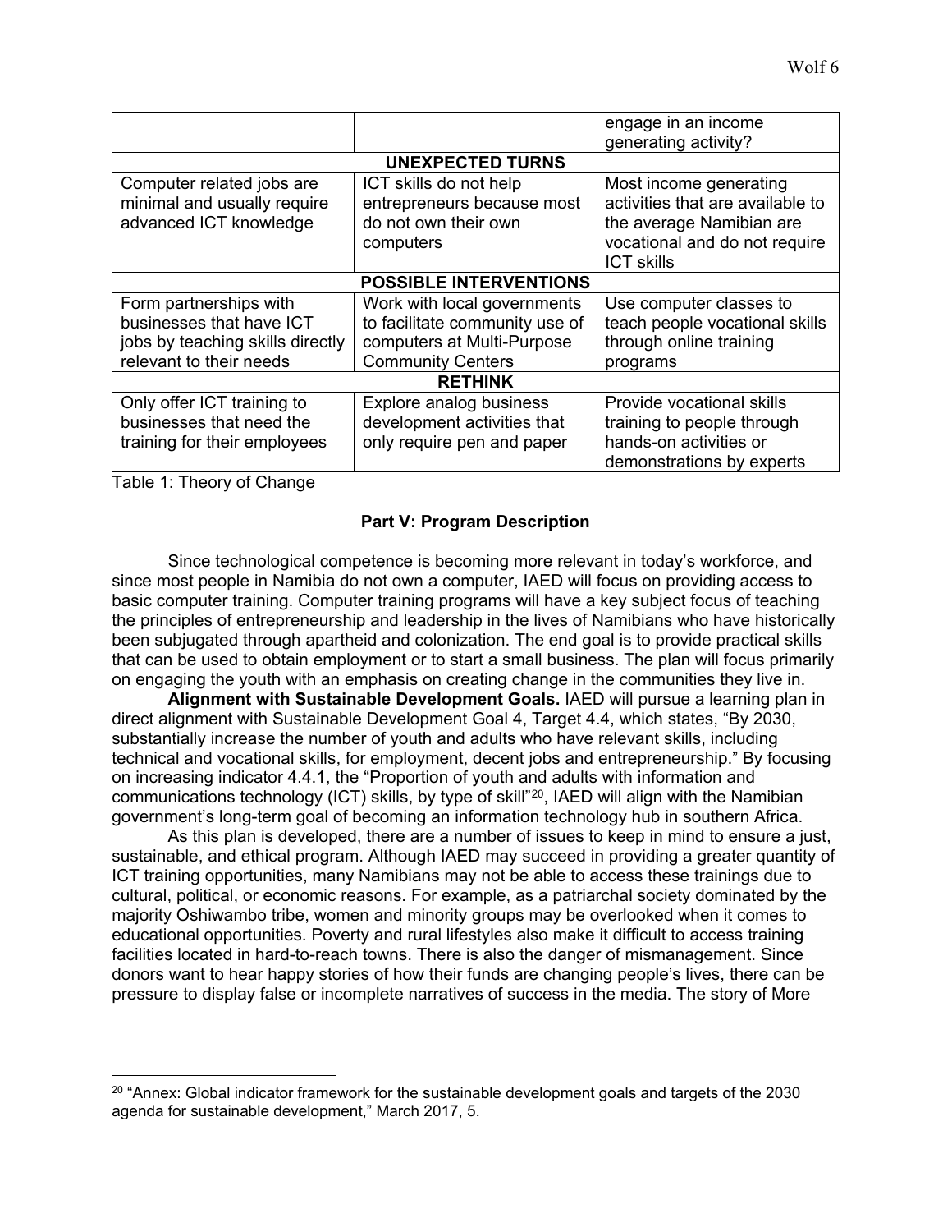| | | |
|---|---|---|
| | | engage in an income generating activity? |
| **UNEXPECTED TURNS** | | |
| Computer related jobs are minimal and usually require advanced ICT knowledge | ICT skills do not help entrepreneurs because most do not own their own computers | Most income generating activities that are available to the average Namibian are vocational and do not require ICT skills |
| **POSSIBLE INTERVENTIONS** | | |
| Form partnerships with businesses that have ICT jobs by teaching skills directly relevant to their needs | Work with local governments to facilitate community use of computers at Multi-Purpose Community Centers | Use computer classes to teach people vocational skills through online training programs |
| **RETHINK** | | |
| Only offer ICT training to businesses that need the training for their employees | Explore analog business development activities that only require pen and paper | Provide vocational skills training to people through hands-on activities or demonstrations by experts |

Table 1: Theory of Change

## Part V: Program Description

Since technological competence is becoming more relevant in today's workforce, and since most people in Namibia do not own a computer, IAED will focus on providing access to basic computer training. Computer training programs will have a key subject focus of teaching the principles of entrepreneurship and leadership in the lives of Namibians who have historically been subjugated through apartheid and colonization. The end goal is to provide practical skills that can be used to obtain employment or to start a small business. The plan will focus primarily on engaging the youth with an emphasis on creating change in the communities they live in.

**Alignment with Sustainable Development Goals.** IAED will pursue a learning plan in direct alignment with Sustainable Development Goal 4, Target 4.4, which states, "By 2030, substantially increase the number of youth and adults who have relevant skills, including technical and vocational skills, for employment, decent jobs and entrepreneurship." By focusing on increasing indicator 4.4.1, the "Proportion of youth and adults with information and communications technology (ICT) skills, by type of skill"[20], IAED will align with the Namibian government's long-term goal of becoming an information technology hub in southern Africa.

As this plan is developed, there are a number of issues to keep in mind to ensure a just, sustainable, and ethical program. Although IAED may succeed in providing a greater quantity of ICT training opportunities, many Namibians may not be able to access these trainings due to cultural, political, or economic reasons. For example, as a patriarchal society dominated by the majority Oshiwambo tribe, women and minority groups may be overlooked when it comes to educational opportunities. Poverty and rural lifestyles also make it difficult to access training facilities located in hard-to-reach towns. There is also the danger of mismanagement. Since donors want to hear happy stories of how their funds are changing people's lives, there can be pressure to display false or incomplete narratives of success in the media. The story of More

[20] "Annex: Global indicator framework for the sustainable development goals and targets of the 2030 agenda for sustainable development," March 2017, 5.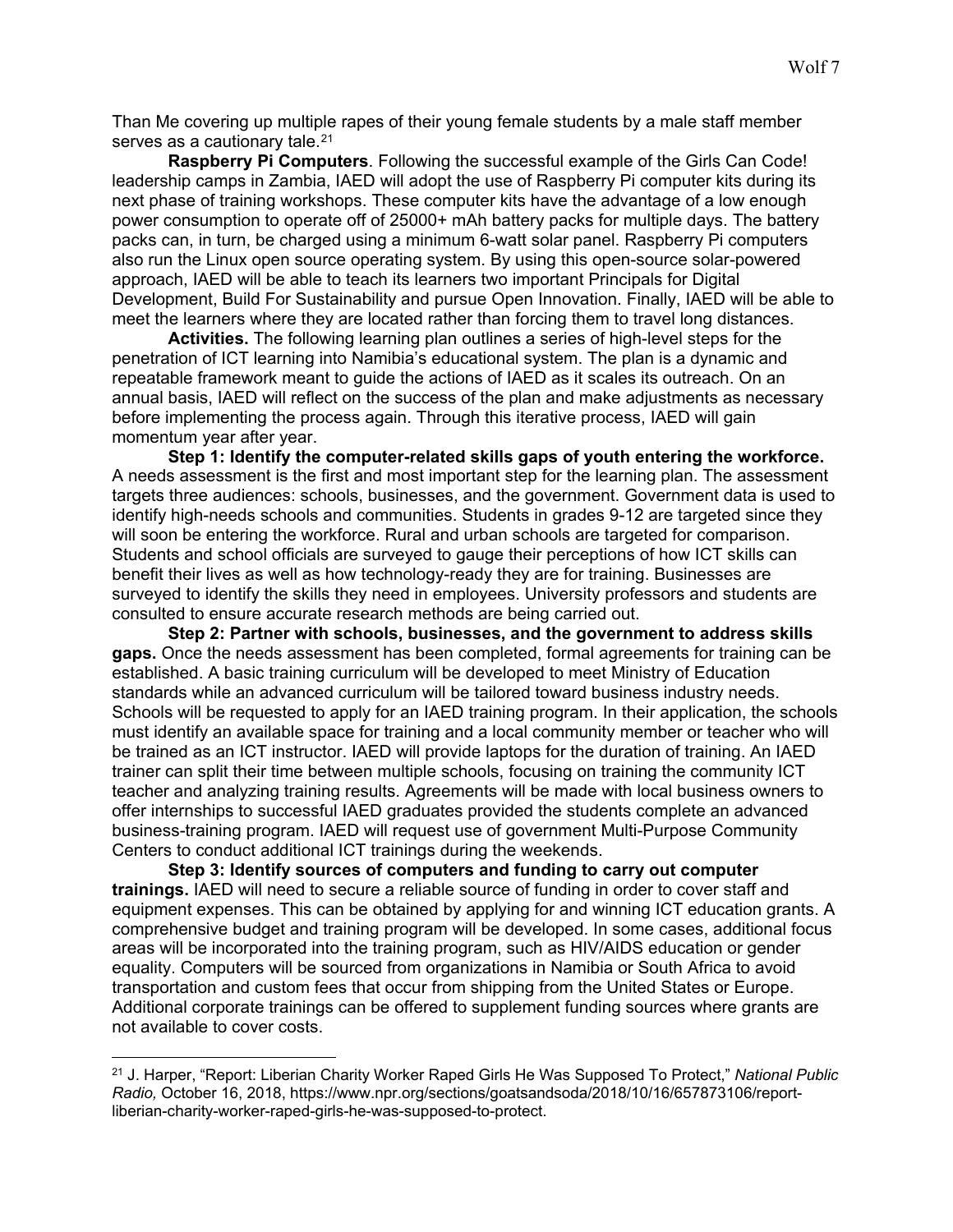Than Me covering up multiple rapes of their young female students by a male staff member serves as a cautionary tale.[21]

**Raspberry Pi Computers**. Following the successful example of the Girls Can Code! leadership camps in Zambia, IAED will adopt the use of Raspberry Pi computer kits during its next phase of training workshops. These computer kits have the advantage of a low enough power consumption to operate off of 25000+ mAh battery packs for multiple days. The battery packs can, in turn, be charged using a minimum 6-watt solar panel. Raspberry Pi computers also run the Linux open source operating system. By using this open-source solar-powered approach, IAED will be able to teach its learners two important Principals for Digital Development, Build For Sustainability and pursue Open Innovation. Finally, IAED will be able to meet the learners where they are located rather than forcing them to travel long distances.

**Activities.** The following learning plan outlines a series of high-level steps for the penetration of ICT learning into Namibia's educational system. The plan is a dynamic and repeatable framework meant to guide the actions of IAED as it scales its outreach. On an annual basis, IAED will reflect on the success of the plan and make adjustments as necessary before implementing the process again. Through this iterative process, IAED will gain momentum year after year.

**Step 1: Identify the computer-related skills gaps of youth entering the workforce.** A needs assessment is the first and most important step for the learning plan. The assessment targets three audiences: schools, businesses, and the government. Government data is used to identify high-needs schools and communities. Students in grades 9-12 are targeted since they will soon be entering the workforce. Rural and urban schools are targeted for comparison. Students and school officials are surveyed to gauge their perceptions of how ICT skills can benefit their lives as well as how technology-ready they are for training. Businesses are surveyed to identify the skills they need in employees. University professors and students are consulted to ensure accurate research methods are being carried out.

**Step 2: Partner with schools, businesses, and the government to address skills gaps.** Once the needs assessment has been completed, formal agreements for training can be established. A basic training curriculum will be developed to meet Ministry of Education standards while an advanced curriculum will be tailored toward business industry needs. Schools will be requested to apply for an IAED training program. In their application, the schools must identify an available space for training and a local community member or teacher who will be trained as an ICT instructor. IAED will provide laptops for the duration of training. An IAED trainer can split their time between multiple schools, focusing on training the community ICT teacher and analyzing training results. Agreements will be made with local business owners to offer internships to successful IAED graduates provided the students complete an advanced business-training program. IAED will request use of government Multi-Purpose Community Centers to conduct additional ICT trainings during the weekends.

**Step 3: Identify sources of computers and funding to carry out computer trainings.** IAED will need to secure a reliable source of funding in order to cover staff and equipment expenses. This can be obtained by applying for and winning ICT education grants. A comprehensive budget and training program will be developed. In some cases, additional focus areas will be incorporated into the training program, such as HIV/AIDS education or gender equality. Computers will be sourced from organizations in Namibia or South Africa to avoid transportation and custom fees that occur from shipping from the United States or Europe. Additional corporate trainings can be offered to supplement funding sources where grants are not available to cover costs.

---

[21] J. Harper, "Report: Liberian Charity Worker Raped Girls He Was Supposed To Protect," *National Public Radio,* October 16, 2018, https://www.npr.org/sections/goatsandsoda/2018/10/16/657873106/report-liberian-charity-worker-raped-girls-he-was-supposed-to-protect.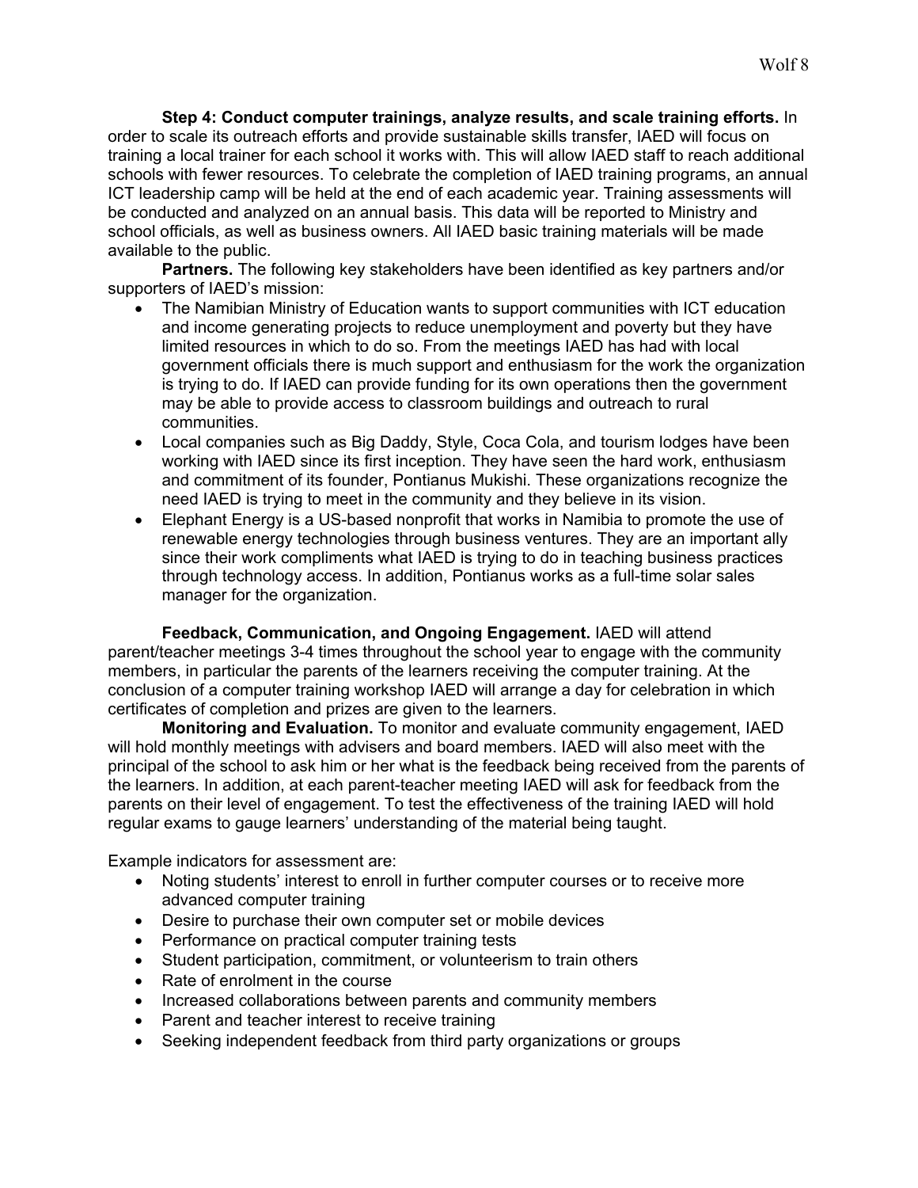**Step 4: Conduct computer trainings, analyze results, and scale training efforts.** In order to scale its outreach efforts and provide sustainable skills transfer, IAED will focus on training a local trainer for each school it works with. This will allow IAED staff to reach additional schools with fewer resources. To celebrate the completion of IAED training programs, an annual ICT leadership camp will be held at the end of each academic year. Training assessments will be conducted and analyzed on an annual basis. This data will be reported to Ministry and school officials, as well as business owners. All IAED basic training materials will be made available to the public.

**Partners.** The following key stakeholders have been identified as key partners and/or supporters of IAED's mission:

- The Namibian Ministry of Education wants to support communities with ICT education and income generating projects to reduce unemployment and poverty but they have limited resources in which to do so. From the meetings IAED has had with local government officials there is much support and enthusiasm for the work the organization is trying to do. If IAED can provide funding for its own operations then the government may be able to provide access to classroom buildings and outreach to rural communities.
- Local companies such as Big Daddy, Style, Coca Cola, and tourism lodges have been working with IAED since its first inception. They have seen the hard work, enthusiasm and commitment of its founder, Pontianus Mukishi. These organizations recognize the need IAED is trying to meet in the community and they believe in its vision.
- Elephant Energy is a US-based nonprofit that works in Namibia to promote the use of renewable energy technologies through business ventures. They are an important ally since their work compliments what IAED is trying to do in teaching business practices through technology access. In addition, Pontianus works as a full-time solar sales manager for the organization.

**Feedback, Communication, and Ongoing Engagement.** IAED will attend parent/teacher meetings 3-4 times throughout the school year to engage with the community members, in particular the parents of the learners receiving the computer training. At the conclusion of a computer training workshop IAED will arrange a day for celebration in which certificates of completion and prizes are given to the learners.

**Monitoring and Evaluation.** To monitor and evaluate community engagement, IAED will hold monthly meetings with advisers and board members. IAED will also meet with the principal of the school to ask him or her what is the feedback being received from the parents of the learners. In addition, at each parent-teacher meeting IAED will ask for feedback from the parents on their level of engagement. To test the effectiveness of the training IAED will hold regular exams to gauge learners' understanding of the material being taught.

Example indicators for assessment are:

- Noting students' interest to enroll in further computer courses or to receive more advanced computer training
- Desire to purchase their own computer set or mobile devices
- Performance on practical computer training tests
- Student participation, commitment, or volunteerism to train others
- Rate of enrolment in the course
- Increased collaborations between parents and community members
- Parent and teacher interest to receive training
- Seeking independent feedback from third party organizations or groups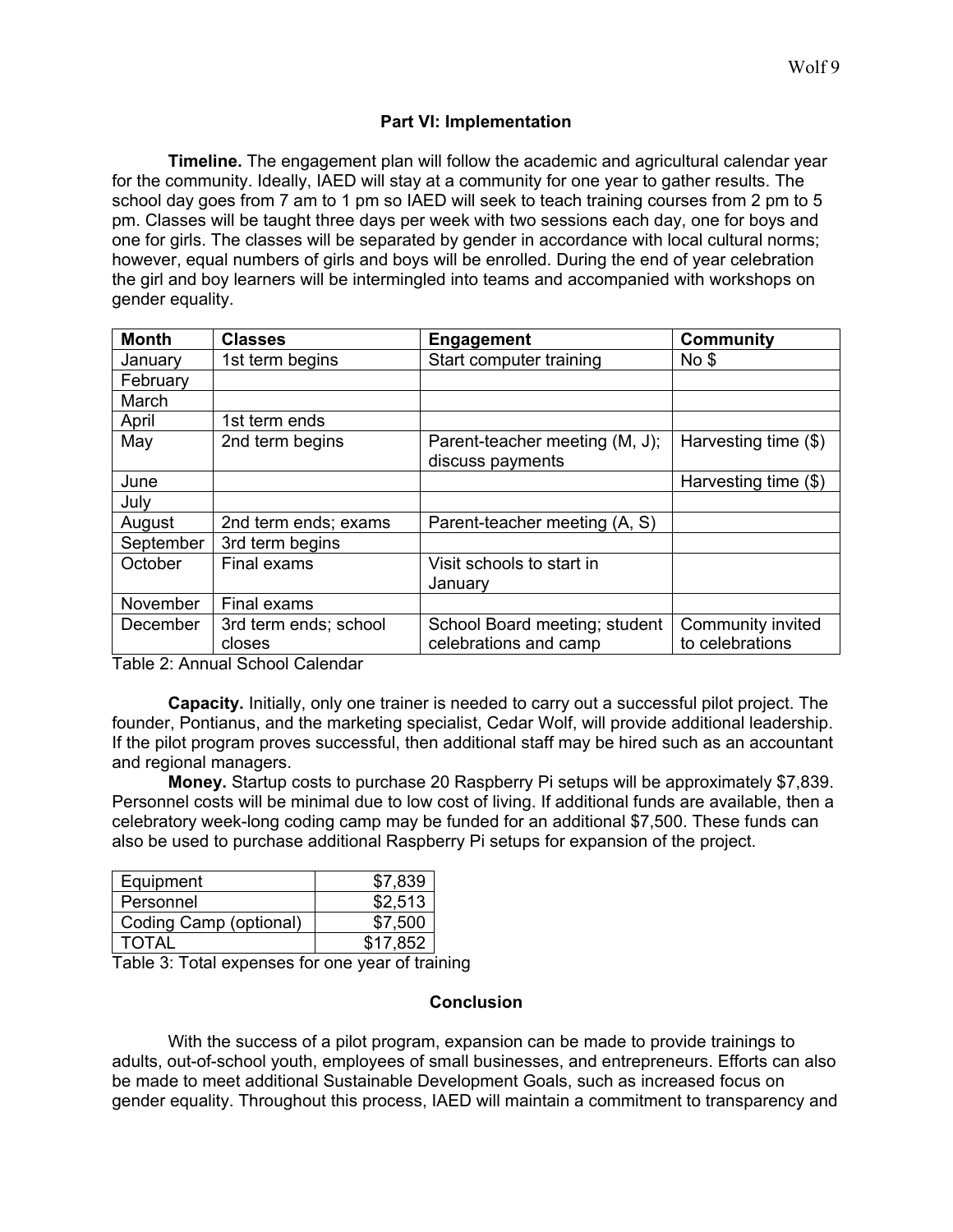### Part VI: Implementation

**Timeline.** The engagement plan will follow the academic and agricultural calendar year for the community. Ideally, IAED will stay at a community for one year to gather results. The school day goes from 7 am to 1 pm so IAED will seek to teach training courses from 2 pm to 5 pm. Classes will be taught three days per week with two sessions each day, one for boys and one for girls. The classes will be separated by gender in accordance with local cultural norms; however, equal numbers of girls and boys will be enrolled. During the end of year celebration the girl and boy learners will be intermingled into teams and accompanied with workshops on gender equality.

| Month | Classes | Engagement | Community |
|---|---|---|---|
| January | 1st term begins | Start computer training | No $ |
| February | | | |
| March | | | |
| April | 1st term ends | | |
| May | 2nd term begins | Parent-teacher meeting (M, J); discuss payments | Harvesting time ($) |
| June | | | Harvesting time ($) |
| July | | | |
| August | 2nd term ends; exams | Parent-teacher meeting (A, S) | |
| September | 3rd term begins | | |
| October | Final exams | Visit schools to start in January | |
| November | Final exams | | |
| December | 3rd term ends; school closes | School Board meeting; student celebrations and camp | Community invited to celebrations |

Table 2: Annual School Calendar

**Capacity.** Initially, only one trainer is needed to carry out a successful pilot project. The founder, Pontianus, and the marketing specialist, Cedar Wolf, will provide additional leadership. If the pilot program proves successful, then additional staff may be hired such as an accountant and regional managers.

**Money.** Startup costs to purchase 20 Raspberry Pi setups will be approximately $7,839. Personnel costs will be minimal due to low cost of living. If additional funds are available, then a celebratory week-long coding camp may be funded for an additional $7,500. These funds can also be used to purchase additional Raspberry Pi setups for expansion of the project.

| | |
|---|---:|
| Equipment | $7,839 |
| Personnel | $2,513 |
| Coding Camp (optional) | $7,500 |
| TOTAL | $17,852 |

Table 3: Total expenses for one year of training

### Conclusion

With the success of a pilot program, expansion can be made to provide trainings to adults, out-of-school youth, employees of small businesses, and entrepreneurs. Efforts can also be made to meet additional Sustainable Development Goals, such as increased focus on gender equality. Throughout this process, IAED will maintain a commitment to transparency and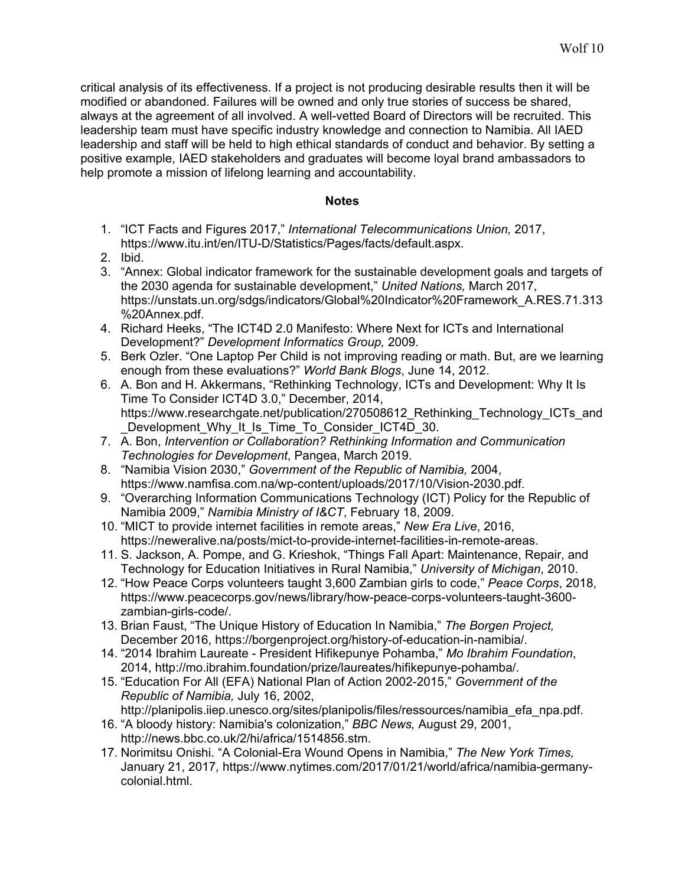critical analysis of its effectiveness. If a project is not producing desirable results then it will be modified or abandoned. Failures will be owned and only true stories of success be shared, always at the agreement of all involved. A well-vetted Board of Directors will be recruited. This leadership team must have specific industry knowledge and connection to Namibia. All IAED leadership and staff will be held to high ethical standards of conduct and behavior. By setting a positive example, IAED stakeholders and graduates will become loyal brand ambassadors to help promote a mission of lifelong learning and accountability.

**Notes**

1. "ICT Facts and Figures 2017," *International Telecommunications Union,* 2017, https://www.itu.int/en/ITU-D/Statistics/Pages/facts/default.aspx.
2. Ibid.
3. "Annex: Global indicator framework for the sustainable development goals and targets of the 2030 agenda for sustainable development," *United Nations,* March 2017, https://unstats.un.org/sdgs/indicators/Global%20Indicator%20Framework_A.RES.71.313%20Annex.pdf.
4. Richard Heeks, "The ICT4D 2.0 Manifesto: Where Next for ICTs and International Development?" *Development Informatics Group,* 2009.
5. Berk Ozler. "One Laptop Per Child is not improving reading or math. But, are we learning enough from these evaluations?" *World Bank Blogs*, June 14, 2012.
6. A. Bon and H. Akkermans, "Rethinking Technology, ICTs and Development: Why It Is Time To Consider ICT4D 3.0," December, 2014, https://www.researchgate.net/publication/270508612_Rethinking_Technology_ICTs_and_Development_Why_It_Is_Time_To_Consider_ICT4D_30.
7. A. Bon, *Intervention or Collaboration? Rethinking Information and Communication Technologies for Development*, Pangea, March 2019.
8. "Namibia Vision 2030," *Government of the Republic of Namibia,* 2004, https://www.namfisa.com.na/wp-content/uploads/2017/10/Vision-2030.pdf.
9. "Overarching Information Communications Technology (ICT) Policy for the Republic of Namibia 2009," *Namibia Ministry of I&CT*, February 18, 2009.
10. "MICT to provide internet facilities in remote areas," *New Era Live*, 2016, https://neweralive.na/posts/mict-to-provide-internet-facilities-in-remote-areas.
11. S. Jackson, A. Pompe, and G. Krieshok, "Things Fall Apart: Maintenance, Repair, and Technology for Education Initiatives in Rural Namibia," *University of Michigan*, 2010.
12. "How Peace Corps volunteers taught 3,600 Zambian girls to code," *Peace Corps*, 2018, https://www.peacecorps.gov/news/library/how-peace-corps-volunteers-taught-3600-zambian-girls-code/.
13. Brian Faust, "The Unique History of Education In Namibia," *The Borgen Project,* December 2016, https://borgenproject.org/history-of-education-in-namibia/.
14. "2014 Ibrahim Laureate - President Hifikepunye Pohamba," *Mo Ibrahim Foundation*, 2014, http://mo.ibrahim.foundation/prize/laureates/hifikepunye-pohamba/.
15. "Education For All (EFA) National Plan of Action 2002-2015," *Government of the Republic of Namibia,* July 16, 2002, http://planipolis.iiep.unesco.org/sites/planipolis/files/ressources/namibia_efa_npa.pdf.
16. "A bloody history: Namibia's colonization," *BBC News,* August 29, 2001, http://news.bbc.co.uk/2/hi/africa/1514856.stm.
17. Norimitsu Onishi. "A Colonial-Era Wound Opens in Namibia," *The New York Times,* January 21, 2017*,* https://www.nytimes.com/2017/01/21/world/africa/namibia-germany-colonial.html.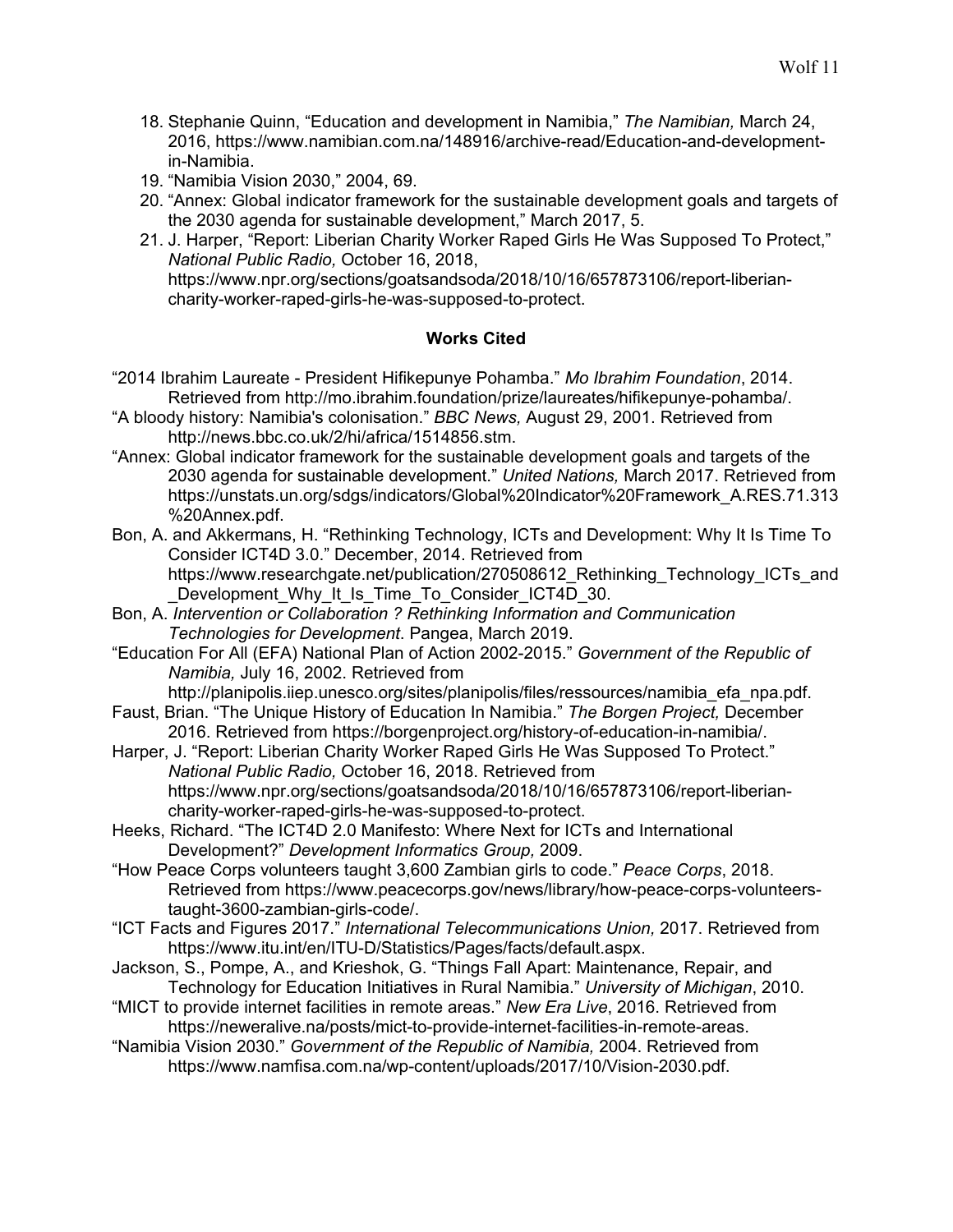18. Stephanie Quinn, "Education and development in Namibia," *The Namibian,* March 24, 2016, https://www.namibian.com.na/148916/archive-read/Education-and-development-in-Namibia.
19. "Namibia Vision 2030," 2004, 69.
20. "Annex: Global indicator framework for the sustainable development goals and targets of the 2030 agenda for sustainable development," March 2017, 5.
21. J. Harper, "Report: Liberian Charity Worker Raped Girls He Was Supposed To Protect," *National Public Radio,* October 16, 2018, https://www.npr.org/sections/goatsandsoda/2018/10/16/657873106/report-liberian-charity-worker-raped-girls-he-was-supposed-to-protect.

**Works Cited**

"2014 Ibrahim Laureate - President Hifikepunye Pohamba." *Mo Ibrahim Foundation*, 2014. Retrieved from http://mo.ibrahim.foundation/prize/laureates/hifikepunye-pohamba/.

"A bloody history: Namibia's colonisation." *BBC News,* August 29, 2001. Retrieved from http://news.bbc.co.uk/2/hi/africa/1514856.stm.

"Annex: Global indicator framework for the sustainable development goals and targets of the 2030 agenda for sustainable development." *United Nations,* March 2017. Retrieved from https://unstats.un.org/sdgs/indicators/Global%20Indicator%20Framework_A.RES.71.313%20Annex.pdf.

Bon, A. and Akkermans, H. "Rethinking Technology, ICTs and Development: Why It Is Time To Consider ICT4D 3.0." December, 2014. Retrieved from https://www.researchgate.net/publication/270508612_Rethinking_Technology_ICTs_and_Development_Why_It_Is_Time_To_Consider_ICT4D_30.

Bon, A. *Intervention or Collaboration ? Rethinking Information and Communication Technologies for Development*. Pangea, March 2019.

"Education For All (EFA) National Plan of Action 2002-2015." *Government of the Republic of Namibia,* July 16, 2002. Retrieved from http://planipolis.iiep.unesco.org/sites/planipolis/files/ressources/namibia_efa_npa.pdf.

Faust, Brian. "The Unique History of Education In Namibia." *The Borgen Project,* December 2016. Retrieved from https://borgenproject.org/history-of-education-in-namibia/.

Harper, J. "Report: Liberian Charity Worker Raped Girls He Was Supposed To Protect." *National Public Radio,* October 16, 2018. Retrieved from https://www.npr.org/sections/goatsandsoda/2018/10/16/657873106/report-liberian-charity-worker-raped-girls-he-was-supposed-to-protect.

Heeks, Richard. "The ICT4D 2.0 Manifesto: Where Next for ICTs and International Development?" *Development Informatics Group,* 2009.

"How Peace Corps volunteers taught 3,600 Zambian girls to code." *Peace Corps*, 2018. Retrieved from https://www.peacecorps.gov/news/library/how-peace-corps-volunteers-taught-3600-zambian-girls-code/.

"ICT Facts and Figures 2017." *International Telecommunications Union,* 2017. Retrieved from https://www.itu.int/en/ITU-D/Statistics/Pages/facts/default.aspx.

Jackson, S., Pompe, A., and Krieshok, G. "Things Fall Apart: Maintenance, Repair, and Technology for Education Initiatives in Rural Namibia." *University of Michigan*, 2010.

"MICT to provide internet facilities in remote areas." *New Era Live*, 2016. Retrieved from https://neweralive.na/posts/mict-to-provide-internet-facilities-in-remote-areas.

"Namibia Vision 2030." *Government of the Republic of Namibia,* 2004. Retrieved from https://www.namfisa.com.na/wp-content/uploads/2017/10/Vision-2030.pdf.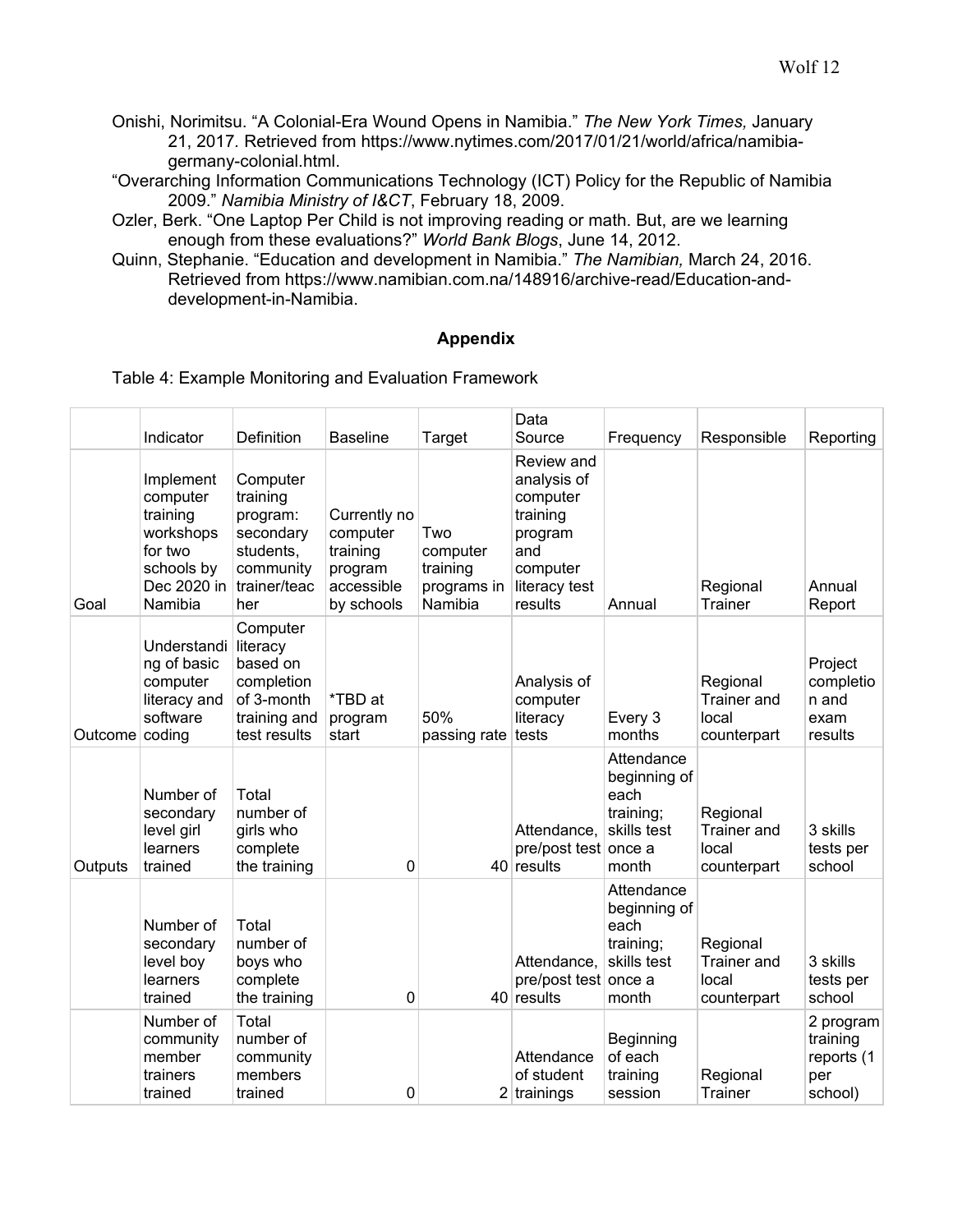Onishi, Norimitsu. "A Colonial-Era Wound Opens in Namibia." *The New York Times,* January 21, 2017. Retrieved from https://www.nytimes.com/2017/01/21/world/africa/namibia-germany-colonial.html.

"Overarching Information Communications Technology (ICT) Policy for the Republic of Namibia 2009." *Namibia Ministry of I&CT*, February 18, 2009.

Ozler, Berk. "One Laptop Per Child is not improving reading or math. But, are we learning enough from these evaluations?" *World Bank Blogs*, June 14, 2012.

Quinn, Stephanie. "Education and development in Namibia." *The Namibian,* March 24, 2016. Retrieved from https://www.namibian.com.na/148916/archive-read/Education-and-development-in-Namibia.

## Appendix

Table 4: Example Monitoring and Evaluation Framework

| | Indicator | Definition | Baseline | Target | Data Source | Frequency | Responsible | Reporting |
|---|---|---|---|---|---|---|---|---|
| Goal | Implement computer training workshops for two schools by Dec 2020 in Namibia | Computer training program: secondary students, community trainer/teacher | Currently no computer training program accessible by schools | Two computer training programs in Namibia | Review and analysis of computer training program and computer literacy test results | Annual | Regional Trainer | Annual Report |
| Outcome | Understanding of basic computer literacy and software coding | Computer literacy based on completion of 3-month training and test results | *TBD at program start | 50% passing rate | Analysis of computer literacy tests | Every 3 months | Regional Trainer and local counterpart | Project completion and exam results |
| Outputs | Number of secondary level girl learners trained | Total number of girls who complete the training | 0 | 40 | Attendance, pre/post test results | Attendance beginning of each training; skills test once a month | Regional Trainer and local counterpart | 3 skills tests per school |
| | Number of secondary level boy learners trained | Total number of boys who complete the training | 0 | 40 | Attendance, pre/post test results | Attendance beginning of each training; skills test once a month | Regional Trainer and local counterpart | 3 skills tests per school |
| | Number of community member trainers trained | Total number of community members trained | 0 | 2 | Attendance of student trainings | Beginning of each training session | Regional Trainer | 2 program training reports (1 per school) |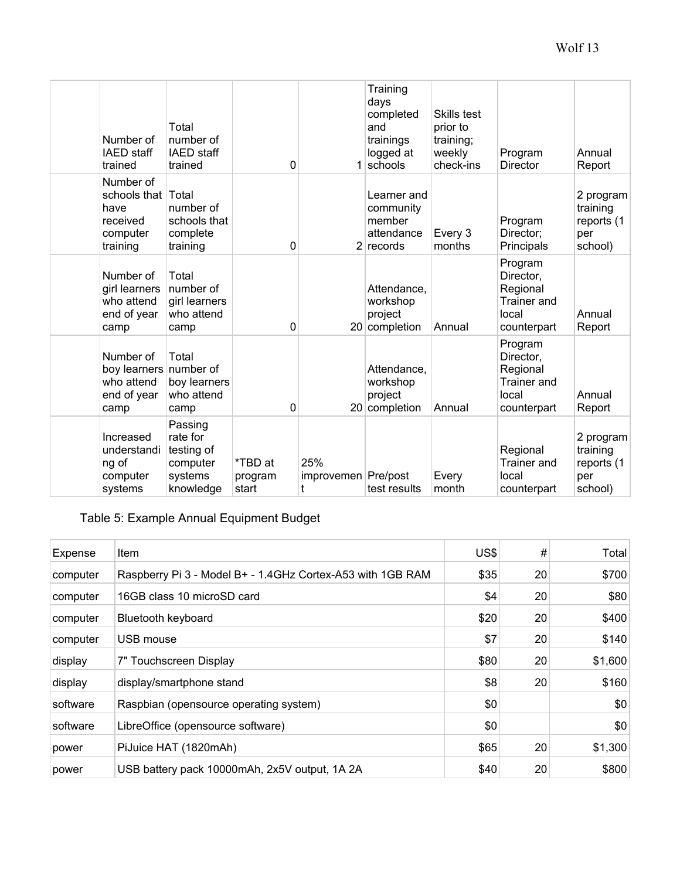| | | | | | | | |
|---|---|---|---|---|---|---|---|
| | Number of IAED staff trained | Total number of IAED staff trained | 0 | 1 | Training days completed and trainings logged at schools | Skills test prior to training; weekly check-ins | Program Director | Annual Report |
| | Number of schools that have received computer training | Total number of schools that complete training | 0 | 2 | Learner and community member attendance records | Every 3 months | Program Director; Principals | 2 program training reports (1 per school) |
| | Number of girl learners who attend end of year camp | Total number of girl learners who attend camp | 0 | 20 | Attendance, workshop project completion | Annual | Program Director, Regional Trainer and local counterpart | Annual Report |
| | Number of boy learners who attend end of year camp | Total number of boy learners who attend camp | 0 | 20 | Attendance, workshop project completion | Annual | Program Director, Regional Trainer and local counterpart | Annual Report |
| | Increased understanding of computer systems | Passing rate for testing of computer systems knowledge | *TBD at program start | 25% improvement | Pre/post test results | Every month | Regional Trainer and local counterpart | 2 program training reports (1 per school) |

Table 5: Example Annual Equipment Budget

| Expense | Item | US$ | # | Total |
|---|---|---|---|---|
| computer | Raspberry Pi 3 - Model B+ - 1.4GHz Cortex-A53 with 1GB RAM | $35 | 20 | $700 |
| computer | 16GB class 10 microSD card | $4 | 20 | $80 |
| computer | Bluetooth keyboard | $20 | 20 | $400 |
| computer | USB mouse | $7 | 20 | $140 |
| display | 7" Touchscreen Display | $80 | 20 | $1,600 |
| display | display/smartphone stand | $8 | 20 | $160 |
| software | Raspbian (opensource operating system) | $0 | | $0 |
| software | LibreOffice (opensource software) | $0 | | $0 |
| power | PiJuice HAT (1820mAh) | $65 | 20 | $1,300 |
| power | USB battery pack 10000mAh, 2x5V output, 1A 2A | $40 | 20 | $800 |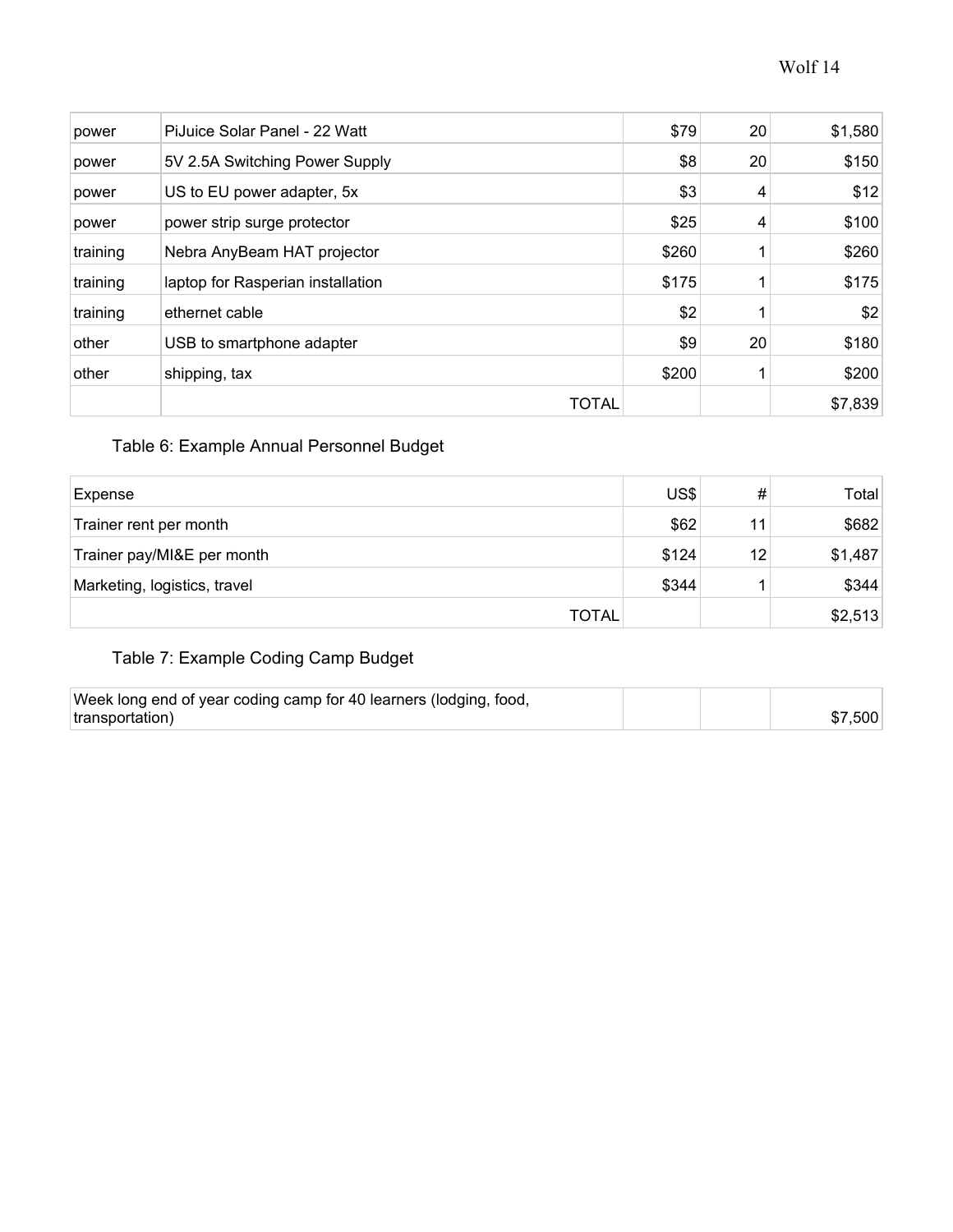| | | | | |
|---|---|---|---|---|
| power | PiJuice Solar Panel - 22 Watt | $79 | 20 | $1,580 |
| power | 5V 2.5A Switching Power Supply | $8 | 20 | $150 |
| power | US to EU power adapter, 5x | $3 | 4 | $12 |
| power | power strip surge protector | $25 | 4 | $100 |
| training | Nebra AnyBeam HAT projector | $260 | 1 | $260 |
| training | laptop for Rasperian installation | $175 | 1 | $175 |
| training | ethernet cable | $2 | 1 | $2 |
| other | USB to smartphone adapter | $9 | 20 | $180 |
| other | shipping, tax | $200 | 1 | $200 |
| | TOTAL | | | $7,839 |

Table 6: Example Annual Personnel Budget

| Expense | US$ | # | Total |
|---|---|---|---|
| Trainer rent per month | $62 | 11 | $682 |
| Trainer pay/MI&E per month | $124 | 12 | $1,487 |
| Marketing, logistics, travel | $344 | 1 | $344 |
| TOTAL | | | $2,513 |

Table 7: Example Coding Camp Budget

| | | | |
|---|---|---|---|
| Week long end of year coding camp for 40 learners (lodging, food, transportation) | | | $7,500 |